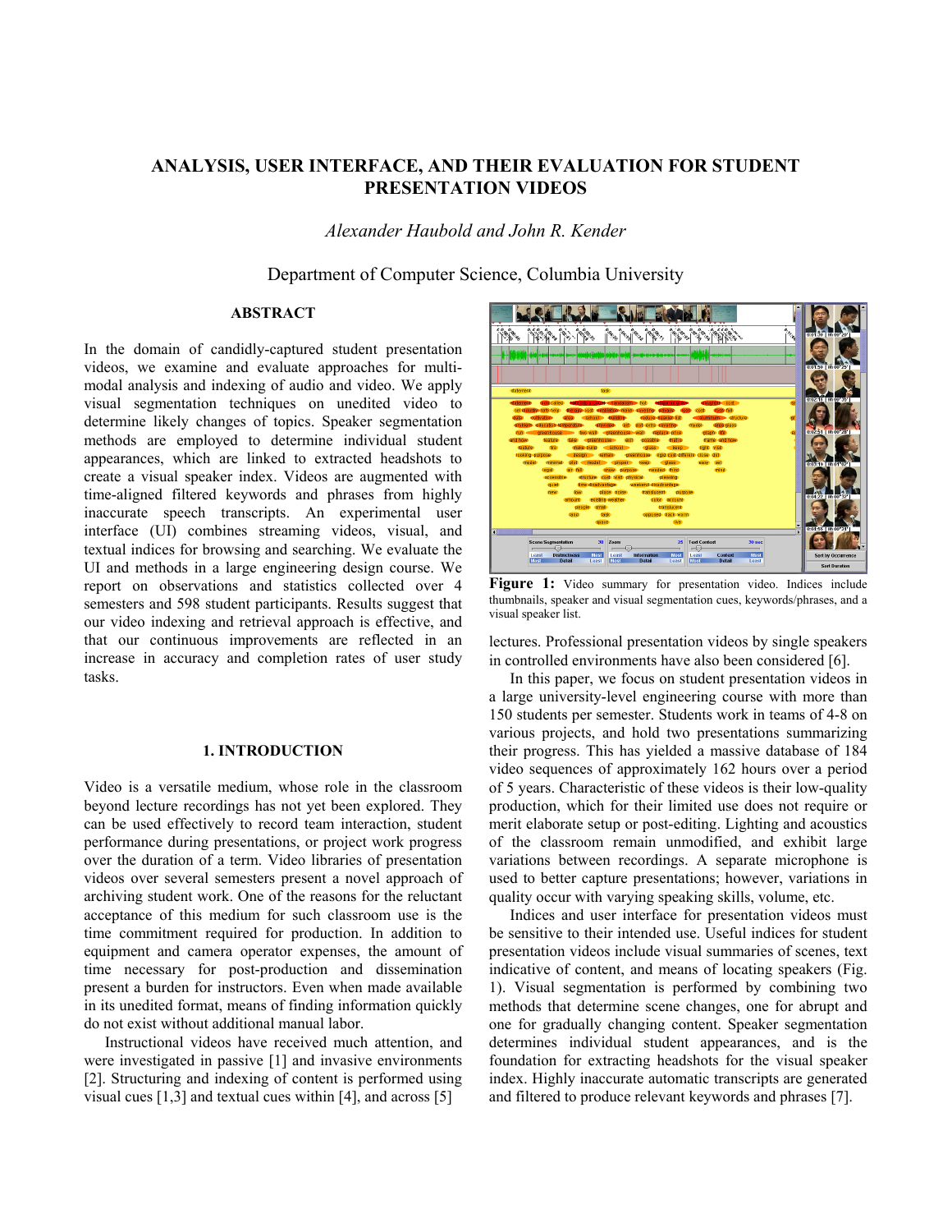# ANALYSIS, USER INTERFACE, AND THEIR EVALUATION FOR STUDENT PRESENTATION VIDEOS

*Alexander Haubold and John R. Kender*

Department of Computer Science, Columbia University

## ABSTRACT

In the domain of candidly-captured student presentation videos, we examine and evaluate approaches for multi-modal analysis and indexing of audio and video. We apply visual segmentation techniques on unedited video to determine likely changes of topics. Speaker segmentation methods are employed to determine individual student appearances, which are linked to extracted headshots to create a visual speaker index. Videos are augmented with time-aligned filtered keywords and phrases from highly inaccurate speech transcripts. An experimental user interface (UI) combines streaming videos, visual, and textual indices for browsing and searching. We evaluate the UI and methods in a large engineering design course. We report on observations and statistics collected over 4 semesters and 598 student participants. Results suggest that our video indexing and retrieval approach is effective, and that our continuous improvements are reflected in an increase in accuracy and completion rates of user study tasks.

## 1. INTRODUCTION

Video is a versatile medium, whose role in the classroom beyond lecture recordings has not yet been explored. They can be used effectively to record team interaction, student performance during presentations, or project work progress over the duration of a term. Video libraries of presentation videos over several semesters present a novel approach of archiving student work. One of the reasons for the reluctant acceptance of this medium for such classroom use is the time commitment required for production. In addition to equipment and camera operator expenses, the amount of time necessary for post-production and dissemination present a burden for instructors. Even when made available in its unedited format, means of finding information quickly do not exist without additional manual labor.

Instructional videos have received much attention, and were investigated in passive [1] and invasive environments [2]. Structuring and indexing of content is performed using visual cues [1,3] and textual cues within [4], and across [5] lectures. Professional presentation videos by single speakers in controlled environments have also been considered [6].

**Figure 1:** Video summary for presentation video. Indices include thumbnails, speaker and visual segmentation cues, keywords/phrases, and a visual speaker list.

In this paper, we focus on student presentation videos in a large university-level engineering course with more than 150 students per semester. Students work in teams of 4-8 on various projects, and hold two presentations summarizing their progress. This has yielded a massive database of 184 video sequences of approximately 162 hours over a period of 5 years. Characteristic of these videos is their low-quality production, which for their limited use does not require or merit elaborate setup or post-editing. Lighting and acoustics of the classroom remain unmodified, and exhibit large variations between recordings. A separate microphone is used to better capture presentations; however, variations in quality occur with varying speaking skills, volume, etc.

Indices and user interface for presentation videos must be sensitive to their intended use. Useful indices for student presentation videos include visual summaries of scenes, text indicative of content, and means of locating speakers (Fig. 1). Visual segmentation is performed by combining two methods that determine scene changes, one for abrupt and one for gradually changing content. Speaker segmentation determines individual student appearances, and is the foundation for extracting headshots for the visual speaker index. Highly inaccurate automatic transcripts are generated and filtered to produce relevant keywords and phrases [7].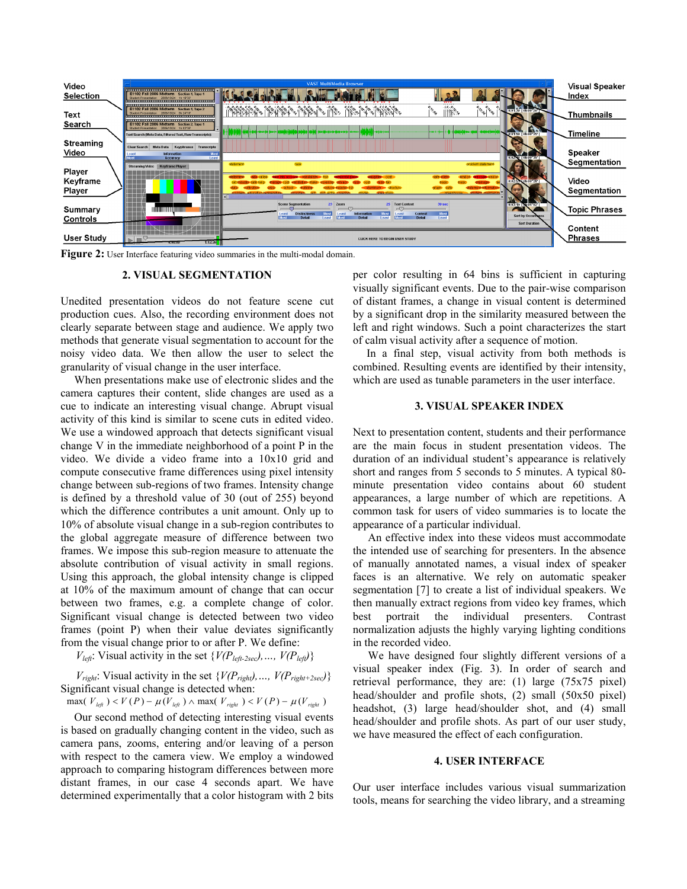**Figure 2:** User Interface featuring video summaries in the multi-modal domain.

## 2. VISUAL SEGMENTATION

Unedited presentation videos do not feature scene cut production cues. Also, the recording environment does not clearly separate between stage and audience. We apply two methods that generate visual segmentation to account for the noisy video data. We then allow the user to select the granularity of visual change in the user interface.

When presentations make use of electronic slides and the camera captures their content, slide changes are used as a cue to indicate an interesting visual change. Abrupt visual activity of this kind is similar to scene cuts in edited video. We use a windowed approach that detects significant visual change V in the immediate neighborhood of a point P in the video. We divide a video frame into a 10x10 grid and compute consecutive frame differences using pixel intensity change between sub-regions of two frames. Intensity change is defined by a threshold value of 30 (out of 255) beyond which the difference contributes a unit amount. Only up to 10% of absolute visual change in a sub-region contributes to the global aggregate measure of difference between two frames. We impose this sub-region measure to attenuate the absolute contribution of visual activity in small regions. Using this approach, the global intensity change is clipped at 10% of the maximum amount of change that can occur between two frames, e.g. a complete change of color. Significant visual change is detected between two video frames (point P) when their value deviates significantly from the visual change prior to or after P. We define:

$V_{left}$: Visual activity in the set $\{V(P_{left-2sec}), \ldots, V(P_{left})\}$

$V_{right}$: Visual activity in the set $\{V(P_{right}), \ldots, V(P_{right+2sec})\}$

Significant visual change is detected when:

$$\max(V_{left}) < V(P) - \mu(V_{left}) \wedge \max(V_{right}) < V(P) - \mu(V_{right})$$

Our second method of detecting interesting visual events is based on gradually changing content in the video, such as camera pans, zooms, entering and/or leaving of a person with respect to the camera view. We employ a windowed approach to comparing histogram differences between more distant frames, in our case 4 seconds apart. We have determined experimentally that a color histogram with 2 bits per color resulting in 64 bins is sufficient in capturing visually significant events. Due to the pair-wise comparison of distant frames, a change in visual content is determined by a significant drop in the similarity measured between the left and right windows. Such a point characterizes the start of calm visual activity after a sequence of motion.

In a final step, visual activity from both methods is combined. Resulting events are identified by their intensity, which are used as tunable parameters in the user interface.

## 3. VISUAL SPEAKER INDEX

Next to presentation content, students and their performance are the main focus in student presentation videos. The duration of an individual student's appearance is relatively short and ranges from 5 seconds to 5 minutes. A typical 80-minute presentation video contains about 60 student appearances, a large number of which are repetitions. A common task for users of video summaries is to locate the appearance of a particular individual.

An effective index into these videos must accommodate the intended use of searching for presenters. In the absence of manually annotated names, a visual index of speaker faces is an alternative. We rely on automatic speaker segmentation [7] to create a list of individual speakers. We then manually extract regions from video key frames, which best portrait the individual presenters. Contrast normalization adjusts the highly varying lighting conditions in the recorded video.

We have designed four slightly different versions of a visual speaker index (Fig. 3). In order of search and retrieval performance, they are: (1) large (75x75 pixel) head/shoulder and profile shots, (2) small (50x50 pixel) headshot, (3) large head/shoulder shot, and (4) small head/shoulder and profile shots. As part of our user study, we have measured the effect of each configuration.

## 4. USER INTERFACE

Our user interface includes various visual summarization tools, means for searching the video library, and a streaming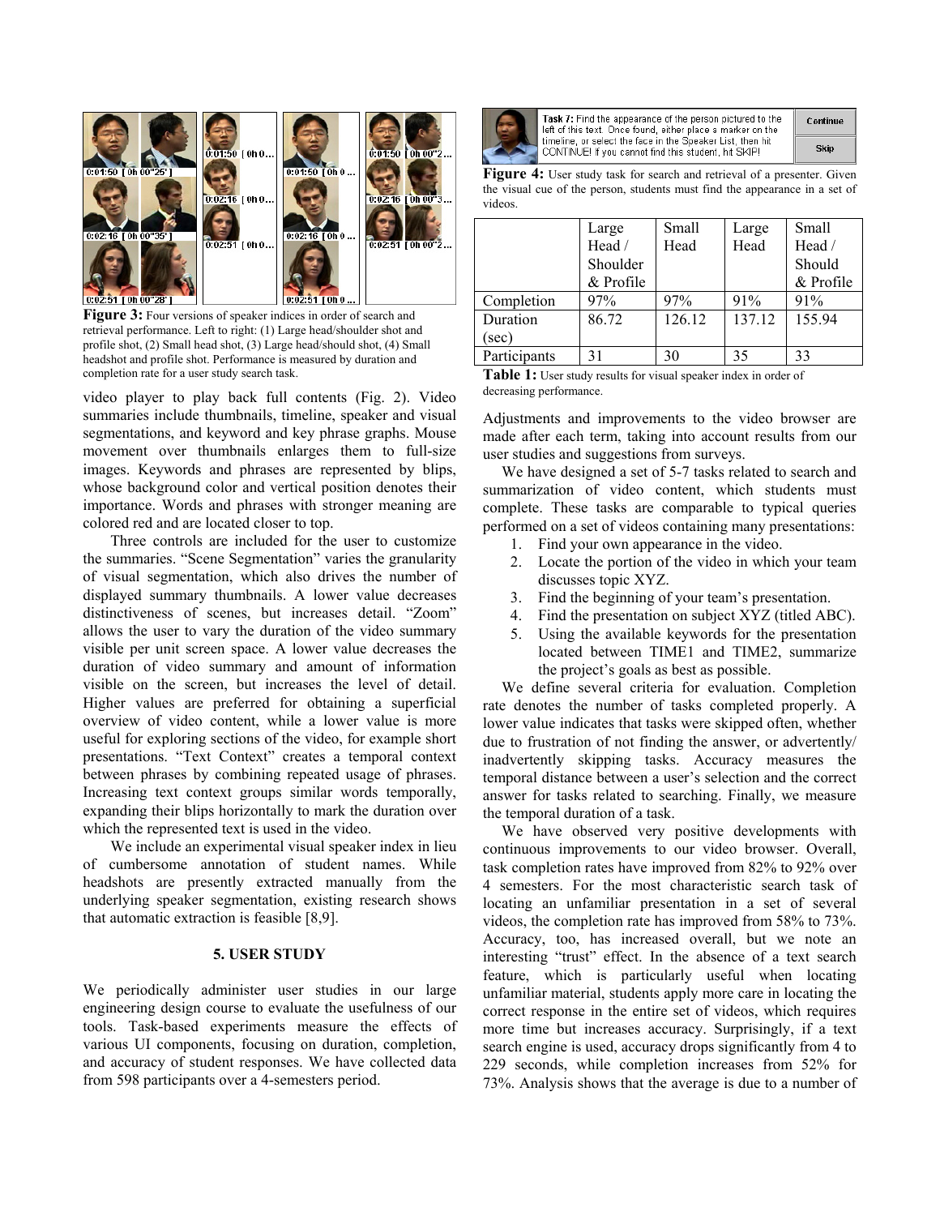**Figure 3:** Four versions of speaker indices in order of search and retrieval performance. Left to right: (1) Large head/shoulder shot and profile shot, (2) Small head shot, (3) Large head/should shot, (4) Small headshot and profile shot. Performance is measured by duration and completion rate for a user study search task.

video player to play back full contents (Fig. 2). Video summaries include thumbnails, timeline, speaker and visual segmentations, and keyword and key phrase graphs. Mouse movement over thumbnails enlarges them to full-size images. Keywords and phrases are represented by blips, whose background color and vertical position denotes their importance. Words and phrases with stronger meaning are colored red and are located closer to top.

Three controls are included for the user to customize the summaries. "Scene Segmentation" varies the granularity of visual segmentation, which also drives the number of displayed summary thumbnails. A lower value decreases distinctiveness of scenes, but increases detail. "Zoom" allows the user to vary the duration of the video summary visible per unit screen space. A lower value decreases the duration of video summary and amount of information visible on the screen, but increases the level of detail. Higher values are preferred for obtaining a superficial overview of video content, while a lower value is more useful for exploring sections of the video, for example short presentations. "Text Context" creates a temporal context between phrases by combining repeated usage of phrases. Increasing text context groups similar words temporally, expanding their blips horizontally to mark the duration over which the represented text is used in the video.

We include an experimental visual speaker index in lieu of cumbersome annotation of student names. While headshots are presently extracted manually from the underlying speaker segmentation, existing research shows that automatic extraction is feasible [8,9].

## 5. USER STUDY

We periodically administer user studies in our large engineering design course to evaluate the usefulness of our tools. Task-based experiments measure the effects of various UI components, focusing on duration, completion, and accuracy of student responses. We have collected data from 598 participants over a 4-semesters period.

**Figure 4:** User study task for search and retrieval of a presenter. Given the visual cue of the person, students must find the appearance in a set of videos.

| | Large Head / Shoulder & Profile | Small Head | Large Head | Small Head / Should & Profile |
|---|---|---|---|---|
| Completion | 97% | 97% | 91% | 91% |
| Duration (sec) | 86.72 | 126.12 | 137.12 | 155.94 |
| Participants | 31 | 30 | 35 | 33 |

**Table 1:** User study results for visual speaker index in order of decreasing performance.

Adjustments and improvements to the video browser are made after each term, taking into account results from our user studies and suggestions from surveys.

We have designed a set of 5-7 tasks related to search and summarization of video content, which students must complete. These tasks are comparable to typical queries performed on a set of videos containing many presentations:

1. Find your own appearance in the video.
2. Locate the portion of the video in which your team discusses topic XYZ.
3. Find the beginning of your team's presentation.
4. Find the presentation on subject XYZ (titled ABC).
5. Using the available keywords for the presentation located between TIME1 and TIME2, summarize the project's goals as best as possible.

We define several criteria for evaluation. Completion rate denotes the number of tasks completed properly. A lower value indicates that tasks were skipped often, whether due to frustration of not finding the answer, or advertently/ inadvertently skipping tasks. Accuracy measures the temporal distance between a user's selection and the correct answer for tasks related to searching. Finally, we measure the temporal duration of a task.

We have observed very positive developments with continuous improvements to our video browser. Overall, task completion rates have improved from 82% to 92% over 4 semesters. For the most characteristic search task of locating an unfamiliar presentation in a set of several videos, the completion rate has improved from 58% to 73%. Accuracy, too, has increased overall, but we note an interesting "trust" effect. In the absence of a text search feature, which is particularly useful when locating unfamiliar material, students apply more care in locating the correct response in the entire set of videos, which requires more time but increases accuracy. Surprisingly, if a text search engine is used, accuracy drops significantly from 4 to 229 seconds, while completion increases from 52% for 73%. Analysis shows that the average is due to a number of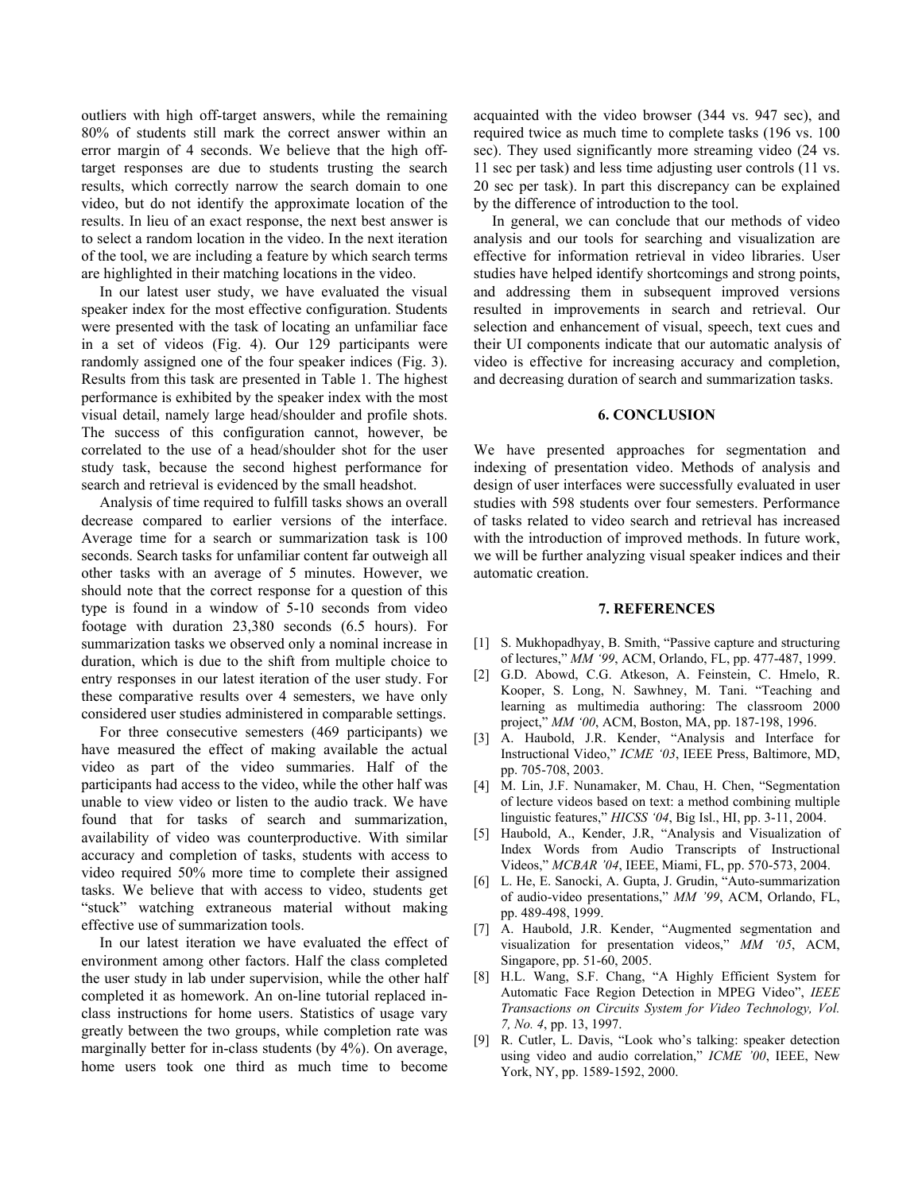outliers with high off-target answers, while the remaining 80% of students still mark the correct answer within an error margin of 4 seconds. We believe that the high off-target responses are due to students trusting the search results, which correctly narrow the search domain to one video, but do not identify the approximate location of the results. In lieu of an exact response, the next best answer is to select a random location in the video. In the next iteration of the tool, we are including a feature by which search terms are highlighted in their matching locations in the video.

In our latest user study, we have evaluated the visual speaker index for the most effective configuration. Students were presented with the task of locating an unfamiliar face in a set of videos (Fig. 4). Our 129 participants were randomly assigned one of the four speaker indices (Fig. 3). Results from this task are presented in Table 1. The highest performance is exhibited by the speaker index with the most visual detail, namely large head/shoulder and profile shots. The success of this configuration cannot, however, be correlated to the use of a head/shoulder shot for the user study task, because the second highest performance for search and retrieval is evidenced by the small headshot.

Analysis of time required to fulfill tasks shows an overall decrease compared to earlier versions of the interface. Average time for a search or summarization task is 100 seconds. Search tasks for unfamiliar content far outweigh all other tasks with an average of 5 minutes. However, we should note that the correct response for a question of this type is found in a window of 5-10 seconds from video footage with duration 23,380 seconds (6.5 hours). For summarization tasks we observed only a nominal increase in duration, which is due to the shift from multiple choice to entry responses in our latest iteration of the user study. For these comparative results over 4 semesters, we have only considered user studies administered in comparable settings.

For three consecutive semesters (469 participants) we have measured the effect of making available the actual video as part of the video summaries. Half of the participants had access to the video, while the other half was unable to view video or listen to the audio track. We have found that for tasks of search and summarization, availability of video was counterproductive. With similar accuracy and completion of tasks, students with access to video required 50% more time to complete their assigned tasks. We believe that with access to video, students get "stuck" watching extraneous material without making effective use of summarization tools.

In our latest iteration we have evaluated the effect of environment among other factors. Half the class completed the user study in lab under supervision, while the other half completed it as homework. An on-line tutorial replaced in-class instructions for home users. Statistics of usage vary greatly between the two groups, while completion rate was marginally better for in-class students (by 4%). On average, home users took one third as much time to become acquainted with the video browser (344 vs. 947 sec), and required twice as much time to complete tasks (196 vs. 100 sec). They used significantly more streaming video (24 vs. 11 sec per task) and less time adjusting user controls (11 vs. 20 sec per task). In part this discrepancy can be explained by the difference of introduction to the tool.

In general, we can conclude that our methods of video analysis and our tools for searching and visualization are effective for information retrieval in video libraries. User studies have helped identify shortcomings and strong points, and addressing them in subsequent improved versions resulted in improvements in search and retrieval. Our selection and enhancement of visual, speech, text cues and their UI components indicate that our automatic analysis of video is effective for increasing accuracy and completion, and decreasing duration of search and summarization tasks.

## 6. CONCLUSION

We have presented approaches for segmentation and indexing of presentation video. Methods of analysis and design of user interfaces were successfully evaluated in user studies with 598 students over four semesters. Performance of tasks related to video search and retrieval has increased with the introduction of improved methods. In future work, we will be further analyzing visual speaker indices and their automatic creation.

## 7. REFERENCES

[1] S. Mukhopadhyay, B. Smith, "Passive capture and structuring of lectures," *MM '99*, ACM, Orlando, FL, pp. 477-487, 1999.

[2] G.D. Abowd, C.G. Atkeson, A. Feinstein, C. Hmelo, R. Kooper, S. Long, N. Sawhney, M. Tani. "Teaching and learning as multimedia authoring: The classroom 2000 project," *MM '00*, ACM, Boston, MA, pp. 187-198, 1996.

[3] A. Haubold, J.R. Kender, "Analysis and Interface for Instructional Video," *ICME '03*, IEEE Press, Baltimore, MD, pp. 705-708, 2003.

[4] M. Lin, J.F. Nunamaker, M. Chau, H. Chen, "Segmentation of lecture videos based on text: a method combining multiple linguistic features," *HICSS '04*, Big Isl., HI, pp. 3-11, 2004.

[5] Haubold, A., Kender, J.R, "Analysis and Visualization of Index Words from Audio Transcripts of Instructional Videos," *MCBAR '04*, IEEE, Miami, FL, pp. 570-573, 2004.

[6] L. He, E. Sanocki, A. Gupta, J. Grudin, "Auto-summarization of audio-video presentations," *MM '99*, ACM, Orlando, FL, pp. 489-498, 1999.

[7] A. Haubold, J.R. Kender, "Augmented segmentation and visualization for presentation videos," *MM '05*, ACM, Singapore, pp. 51-60, 2005.

[8] H.L. Wang, S.F. Chang, "A Highly Efficient System for Automatic Face Region Detection in MPEG Video", *IEEE Transactions on Circuits System for Video Technology, Vol. 7, No. 4*, pp. 13, 1997.

[9] R. Cutler, L. Davis, "Look who's talking: speaker detection using video and audio correlation," *ICME '00*, IEEE, New York, NY, pp. 1589-1592, 2000.